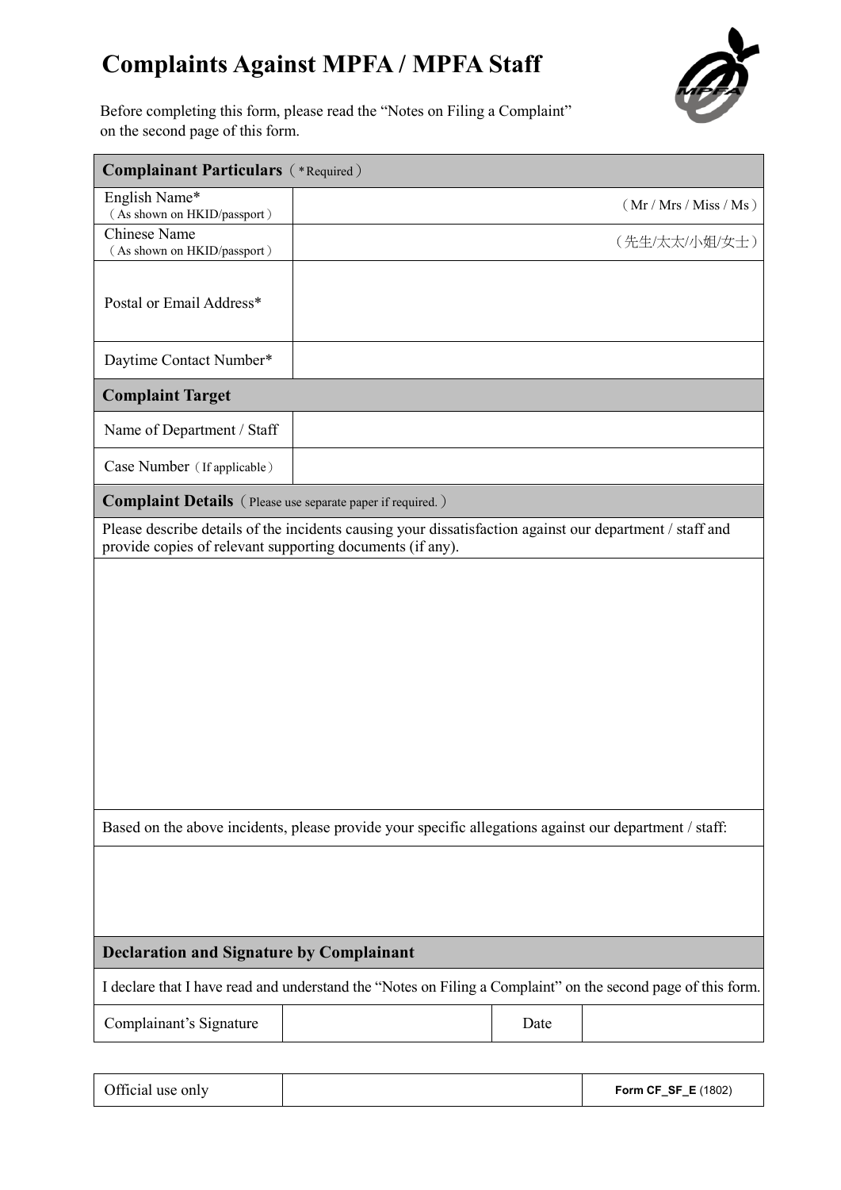# Complaints Against MPFA / MPFA Staff

Before completing this form, please read the "Notes on Filing a Complaint" on the second page of this form.

| **Complainant Particulars**（*Required） | |
|---|---|
| English Name*<br>（As shown on HKID/passport） | （Mr / Mrs / Miss / Ms） |
| Chinese Name<br>（As shown on HKID/passport） | （先生/太太/小姐/女士） |
| Postal or Email Address* | |
| Daytime Contact Number* | |
| **Complaint Target** | |
| Name of Department / Staff | |
| Case Number（If applicable） | |

**Complaint Details**（Please use separate paper if required.）

Please describe details of the incidents causing your dissatisfaction against our department / staff and provide copies of relevant supporting documents (if any).

Based on the above incidents, please provide your specific allegations against our department / staff:

**Declaration and Signature by Complainant**

I declare that I have read and understand the "Notes on Filing a Complaint" on the second page of this form.

| Complainant's Signature | | Date | |
|---|---|---|---|

| Official use only | | **Form CF_SF_E** (1802) |
|---|---|---|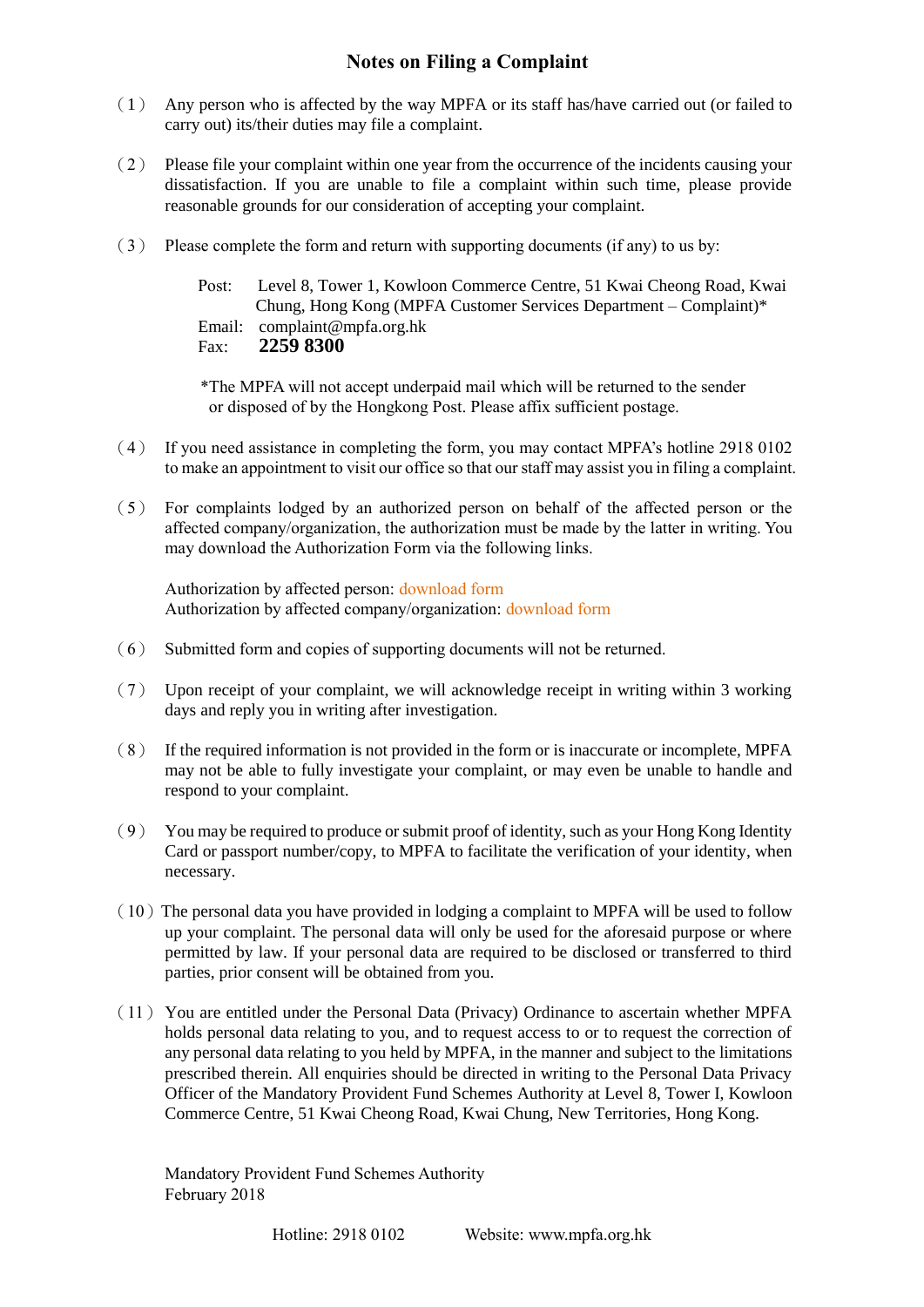## Notes on Filing a Complaint

（1） Any person who is affected by the way MPFA or its staff has/have carried out (or failed to carry out) its/their duties may file a complaint.

（2） Please file your complaint within one year from the occurrence of the incidents causing your dissatisfaction. If you are unable to file a complaint within such time, please provide reasonable grounds for our consideration of accepting your complaint.

（3） Please complete the form and return with supporting documents (if any) to us by:

Post: Level 8, Tower 1, Kowloon Commerce Centre, 51 Kwai Cheong Road, Kwai Chung, Hong Kong (MPFA Customer Services Department – Complaint)*
Email: complaint@mpfa.org.hk
Fax: **2259 8300**

*The MPFA will not accept underpaid mail which will be returned to the sender or disposed of by the Hongkong Post. Please affix sufficient postage.

（4） If you need assistance in completing the form, you may contact MPFA's hotline 2918 0102 to make an appointment to visit our office so that our staff may assist you in filing a complaint.

（5） For complaints lodged by an authorized person on behalf of the affected person or the affected company/organization, the authorization must be made by the latter in writing. You may download the Authorization Form via the following links.

Authorization by affected person: download form
Authorization by affected company/organization: download form

（6） Submitted form and copies of supporting documents will not be returned.

（7） Upon receipt of your complaint, we will acknowledge receipt in writing within 3 working days and reply you in writing after investigation.

（8） If the required information is not provided in the form or is inaccurate or incomplete, MPFA may not be able to fully investigate your complaint, or may even be unable to handle and respond to your complaint.

（9） You may be required to produce or submit proof of identity, such as your Hong Kong Identity Card or passport number/copy, to MPFA to facilitate the verification of your identity, when necessary.

（10）The personal data you have provided in lodging a complaint to MPFA will be used to follow up your complaint. The personal data will only be used for the aforesaid purpose or where permitted by law. If your personal data are required to be disclosed or transferred to third parties, prior consent will be obtained from you.

（11）You are entitled under the Personal Data (Privacy) Ordinance to ascertain whether MPFA holds personal data relating to you, and to request access to or to request the correction of any personal data relating to you held by MPFA, in the manner and subject to the limitations prescribed therein. All enquiries should be directed in writing to the Personal Data Privacy Officer of the Mandatory Provident Fund Schemes Authority at Level 8, Tower I, Kowloon Commerce Centre, 51 Kwai Cheong Road, Kwai Chung, New Territories, Hong Kong.

Mandatory Provident Fund Schemes Authority
February 2018

Hotline: 2918 0102 Website: www.mpfa.org.hk